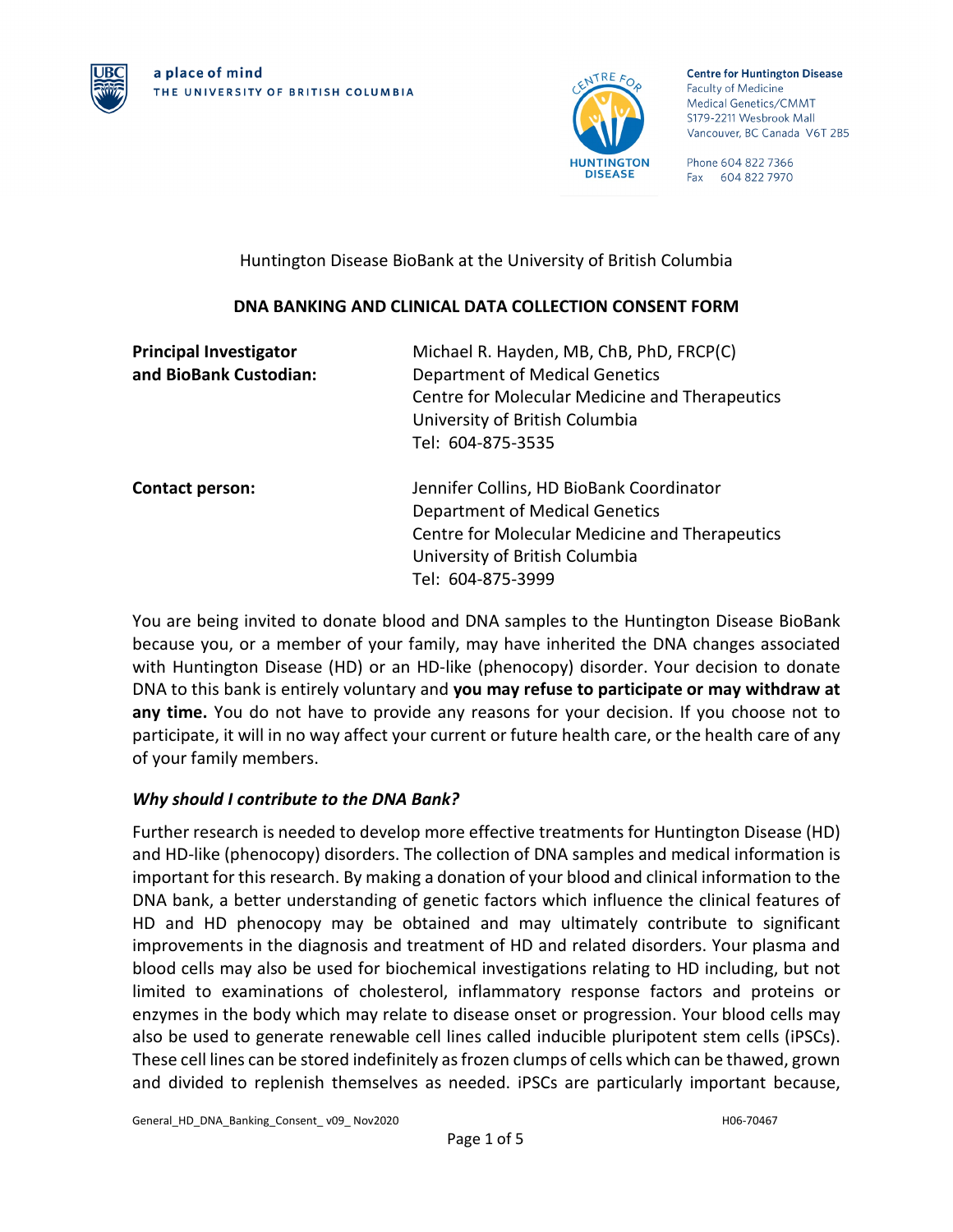a place of mind
THE UNIVERSITY OF BRITISH COLUMBIA

**Centre for Huntington Disease**
Faculty of Medicine
Medical Genetics/CMMT
S179-2211 Wesbrook Mall
Vancouver, BC Canada V6T 2B5

Phone 604 822 7366
Fax 604 822 7970

Huntington Disease BioBank at the University of British Columbia

**DNA BANKING AND CLINICAL DATA COLLECTION CONSENT FORM**

| | |
|---|---|
| **Principal Investigator and BioBank Custodian:** | Michael R. Hayden, MB, ChB, PhD, FRCP(C)<br>Department of Medical Genetics<br>Centre for Molecular Medicine and Therapeutics<br>University of British Columbia<br>Tel: 604-875-3535 |
| **Contact person:** | Jennifer Collins, HD BioBank Coordinator<br>Department of Medical Genetics<br>Centre for Molecular Medicine and Therapeutics<br>University of British Columbia<br>Tel: 604-875-3999 |

You are being invited to donate blood and DNA samples to the Huntington Disease BioBank because you, or a member of your family, may have inherited the DNA changes associated with Huntington Disease (HD) or an HD-like (phenocopy) disorder. Your decision to donate DNA to this bank is entirely voluntary and **you may refuse to participate or may withdraw at any time.** You do not have to provide any reasons for your decision. If you choose not to participate, it will in no way affect your current or future health care, or the health care of any of your family members.

### *Why should I contribute to the DNA Bank?*

Further research is needed to develop more effective treatments for Huntington Disease (HD) and HD-like (phenocopy) disorders. The collection of DNA samples and medical information is important for this research. By making a donation of your blood and clinical information to the DNA bank, a better understanding of genetic factors which influence the clinical features of HD and HD phenocopy may be obtained and may ultimately contribute to significant improvements in the diagnosis and treatment of HD and related disorders. Your plasma and blood cells may also be used for biochemical investigations relating to HD including, but not limited to examinations of cholesterol, inflammatory response factors and proteins or enzymes in the body which may relate to disease onset or progression. Your blood cells may also be used to generate renewable cell lines called inducible pluripotent stem cells (iPSCs). These cell lines can be stored indefinitely as frozen clumps of cells which can be thawed, grown and divided to replenish themselves as needed. iPSCs are particularly important because,

General_HD_DNA_Banking_Consent_ v09_ Nov2020 H06-70467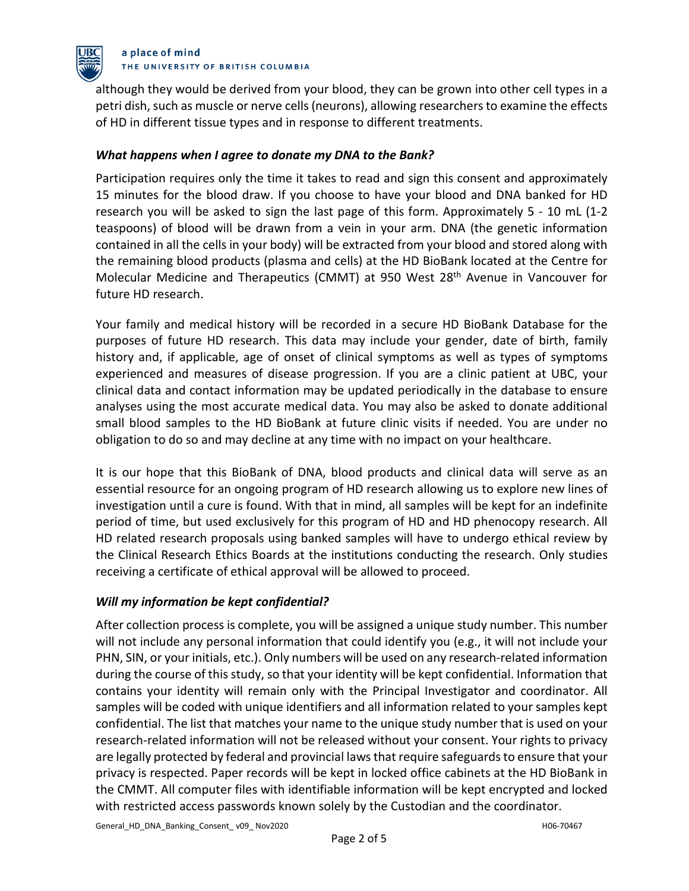although they would be derived from your blood, they can be grown into other cell types in a petri dish, such as muscle or nerve cells (neurons), allowing researchers to examine the effects of HD in different tissue types and in response to different treatments.

### *What happens when I agree to donate my DNA to the Bank?*

Participation requires only the time it takes to read and sign this consent and approximately 15 minutes for the blood draw. If you choose to have your blood and DNA banked for HD research you will be asked to sign the last page of this form. Approximately 5 - 10 mL (1-2 teaspoons) of blood will be drawn from a vein in your arm. DNA (the genetic information contained in all the cells in your body) will be extracted from your blood and stored along with the remaining blood products (plasma and cells) at the HD BioBank located at the Centre for Molecular Medicine and Therapeutics (CMMT) at 950 West 28th Avenue in Vancouver for future HD research.

Your family and medical history will be recorded in a secure HD BioBank Database for the purposes of future HD research. This data may include your gender, date of birth, family history and, if applicable, age of onset of clinical symptoms as well as types of symptoms experienced and measures of disease progression. If you are a clinic patient at UBC, your clinical data and contact information may be updated periodically in the database to ensure analyses using the most accurate medical data. You may also be asked to donate additional small blood samples to the HD BioBank at future clinic visits if needed. You are under no obligation to do so and may decline at any time with no impact on your healthcare.

It is our hope that this BioBank of DNA, blood products and clinical data will serve as an essential resource for an ongoing program of HD research allowing us to explore new lines of investigation until a cure is found. With that in mind, all samples will be kept for an indefinite period of time, but used exclusively for this program of HD and HD phenocopy research. All HD related research proposals using banked samples will have to undergo ethical review by the Clinical Research Ethics Boards at the institutions conducting the research. Only studies receiving a certificate of ethical approval will be allowed to proceed.

### *Will my information be kept confidential?*

After collection process is complete, you will be assigned a unique study number. This number will not include any personal information that could identify you (e.g., it will not include your PHN, SIN, or your initials, etc.). Only numbers will be used on any research-related information during the course of this study, so that your identity will be kept confidential. Information that contains your identity will remain only with the Principal Investigator and coordinator. All samples will be coded with unique identifiers and all information related to your samples kept confidential. The list that matches your name to the unique study number that is used on your research-related information will not be released without your consent. Your rights to privacy are legally protected by federal and provincial laws that require safeguards to ensure that your privacy is respected. Paper records will be kept in locked office cabinets at the HD BioBank in the CMMT. All computer files with identifiable information will be kept encrypted and locked with restricted access passwords known solely by the Custodian and the coordinator.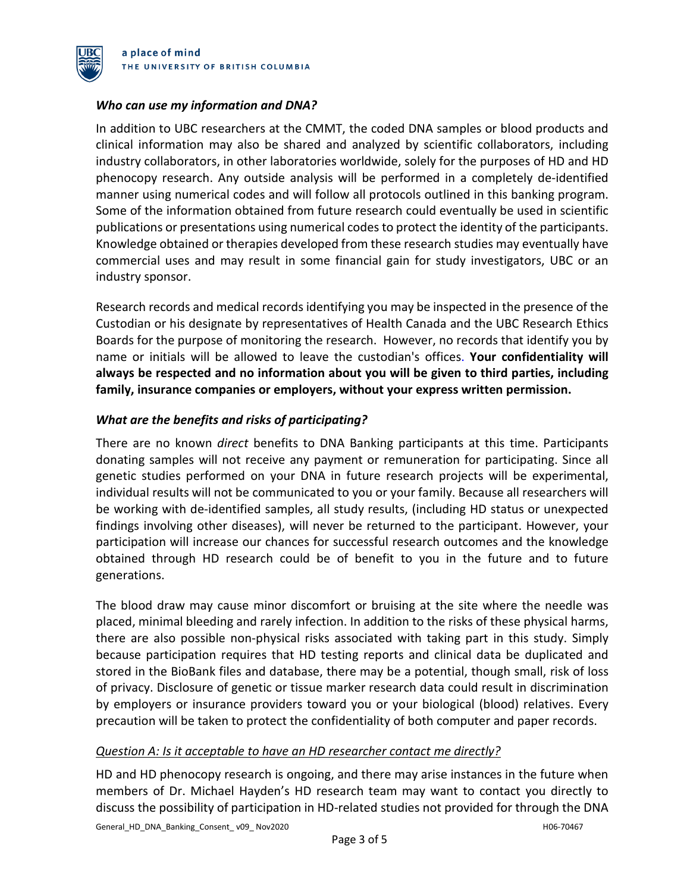### *Who can use my information and DNA?*

In addition to UBC researchers at the CMMT, the coded DNA samples or blood products and clinical information may also be shared and analyzed by scientific collaborators, including industry collaborators, in other laboratories worldwide, solely for the purposes of HD and HD phenocopy research. Any outside analysis will be performed in a completely de-identified manner using numerical codes and will follow all protocols outlined in this banking program. Some of the information obtained from future research could eventually be used in scientific publications or presentations using numerical codes to protect the identity of the participants. Knowledge obtained or therapies developed from these research studies may eventually have commercial uses and may result in some financial gain for study investigators, UBC or an industry sponsor.

Research records and medical records identifying you may be inspected in the presence of the Custodian or his designate by representatives of Health Canada and the UBC Research Ethics Boards for the purpose of monitoring the research. However, no records that identify you by name or initials will be allowed to leave the custodian's offices. **Your confidentiality will always be respected and no information about you will be given to third parties, including family, insurance companies or employers, without your express written permission.**

### *What are the benefits and risks of participating?*

There are no known *direct* benefits to DNA Banking participants at this time. Participants donating samples will not receive any payment or remuneration for participating. Since all genetic studies performed on your DNA in future research projects will be experimental, individual results will not be communicated to you or your family. Because all researchers will be working with de-identified samples, all study results, (including HD status or unexpected findings involving other diseases), will never be returned to the participant. However, your participation will increase our chances for successful research outcomes and the knowledge obtained through HD research could be of benefit to you in the future and to future generations.

The blood draw may cause minor discomfort or bruising at the site where the needle was placed, minimal bleeding and rarely infection. In addition to the risks of these physical harms, there are also possible non-physical risks associated with taking part in this study. Simply because participation requires that HD testing reports and clinical data be duplicated and stored in the BioBank files and database, there may be a potential, though small, risk of loss of privacy. Disclosure of genetic or tissue marker research data could result in discrimination by employers or insurance providers toward you or your biological (blood) relatives. Every precaution will be taken to protect the confidentiality of both computer and paper records.

*Question A: Is it acceptable to have an HD researcher contact me directly?*

HD and HD phenocopy research is ongoing, and there may arise instances in the future when members of Dr. Michael Hayden's HD research team may want to contact you directly to discuss the possibility of participation in HD-related studies not provided for through the DNA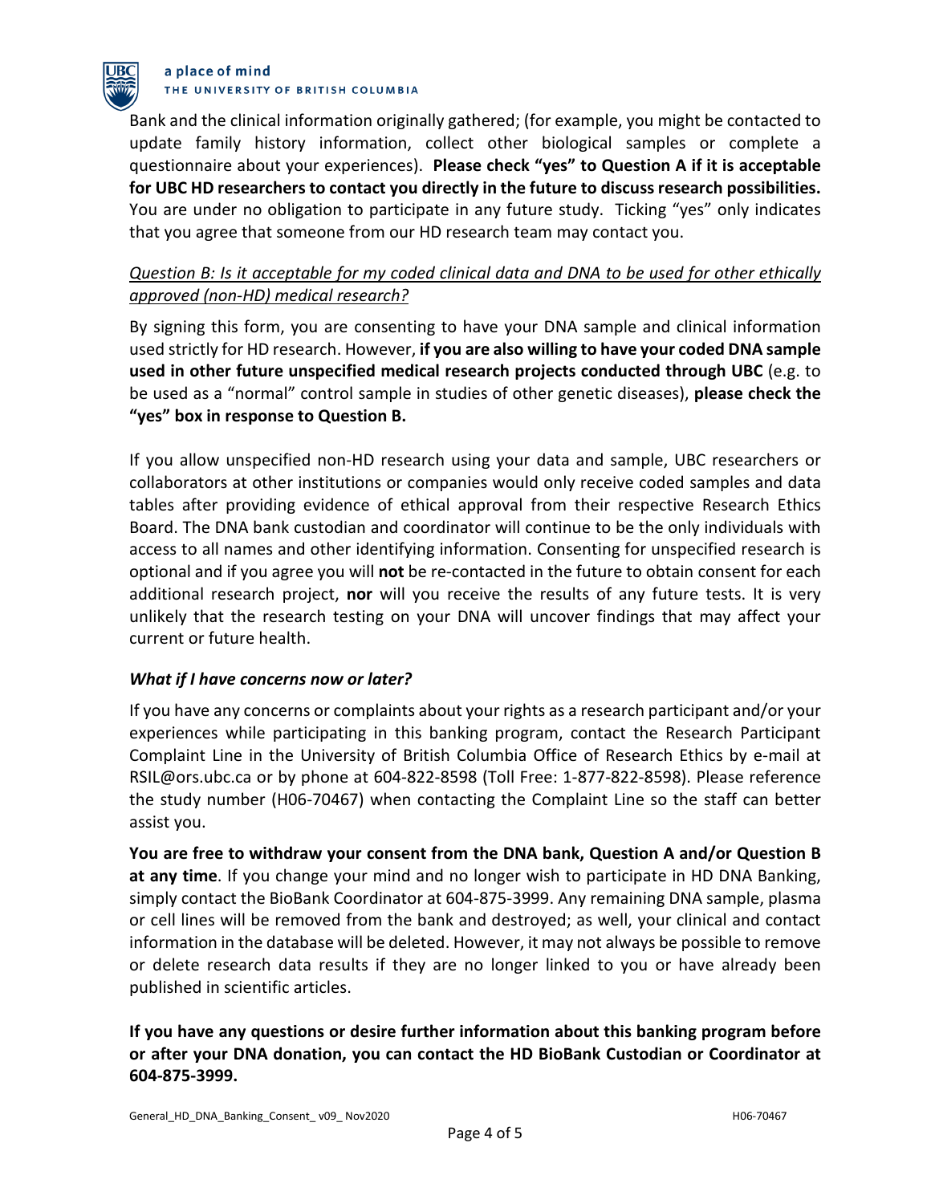Bank and the clinical information originally gathered; (for example, you might be contacted to update family history information, collect other biological samples or complete a questionnaire about your experiences). **Please check "yes" to Question A if it is acceptable for UBC HD researchers to contact you directly in the future to discuss research possibilities.** You are under no obligation to participate in any future study. Ticking "yes" only indicates that you agree that someone from our HD research team may contact you.

*Question B: Is it acceptable for my coded clinical data and DNA to be used for other ethically approved (non-HD) medical research?*

By signing this form, you are consenting to have your DNA sample and clinical information used strictly for HD research. However, **if you are also willing to have your coded DNA sample used in other future unspecified medical research projects conducted through UBC** (e.g. to be used as a "normal" control sample in studies of other genetic diseases), **please check the "yes" box in response to Question B.**

If you allow unspecified non-HD research using your data and sample, UBC researchers or collaborators at other institutions or companies would only receive coded samples and data tables after providing evidence of ethical approval from their respective Research Ethics Board. The DNA bank custodian and coordinator will continue to be the only individuals with access to all names and other identifying information. Consenting for unspecified research is optional and if you agree you will **not** be re-contacted in the future to obtain consent for each additional research project, **nor** will you receive the results of any future tests. It is very unlikely that the research testing on your DNA will uncover findings that may affect your current or future health.

### *What if I have concerns now or later?*

If you have any concerns or complaints about your rights as a research participant and/or your experiences while participating in this banking program, contact the Research Participant Complaint Line in the University of British Columbia Office of Research Ethics by e-mail at RSIL@ors.ubc.ca or by phone at 604-822-8598 (Toll Free: 1-877-822-8598). Please reference the study number (H06-70467) when contacting the Complaint Line so the staff can better assist you.

**You are free to withdraw your consent from the DNA bank, Question A and/or Question B at any time**. If you change your mind and no longer wish to participate in HD DNA Banking, simply contact the BioBank Coordinator at 604-875-3999. Any remaining DNA sample, plasma or cell lines will be removed from the bank and destroyed; as well, your clinical and contact information in the database will be deleted. However, it may not always be possible to remove or delete research data results if they are no longer linked to you or have already been published in scientific articles.

**If you have any questions or desire further information about this banking program before or after your DNA donation, you can contact the HD BioBank Custodian or Coordinator at 604-875-3999.**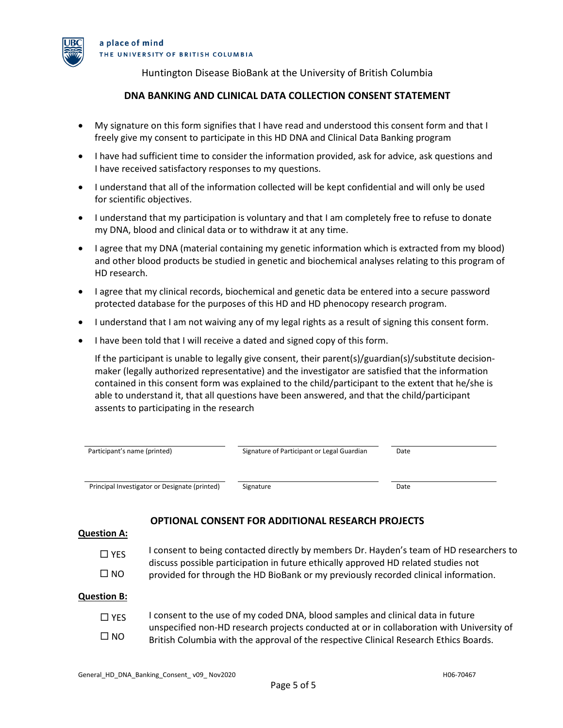a place of mind
THE UNIVERSITY OF BRITISH COLUMBIA

Huntington Disease BioBank at the University of British Columbia

## DNA BANKING AND CLINICAL DATA COLLECTION CONSENT STATEMENT

- My signature on this form signifies that I have read and understood this consent form and that I freely give my consent to participate in this HD DNA and Clinical Data Banking program
- I have had sufficient time to consider the information provided, ask for advice, ask questions and I have received satisfactory responses to my questions.
- I understand that all of the information collected will be kept confidential and will only be used for scientific objectives.
- I understand that my participation is voluntary and that I am completely free to refuse to donate my DNA, blood and clinical data or to withdraw it at any time.
- I agree that my DNA (material containing my genetic information which is extracted from my blood) and other blood products be studied in genetic and biochemical analyses relating to this program of HD research.
- I agree that my clinical records, biochemical and genetic data be entered into a secure password protected database for the purposes of this HD and HD phenocopy research program.
- I understand that I am not waiving any of my legal rights as a result of signing this consent form.
- I have been told that I will receive a dated and signed copy of this form.

If the participant is unable to legally give consent, their parent(s)/guardian(s)/substitute decision-maker (legally authorized representative) and the investigator are satisfied that the information contained in this consent form was explained to the child/participant to the extent that he/she is able to understand it, that all questions have been answered, and that the child/participant assents to participating in the research

| | | |
|---|---|---|
| Participant's name (printed) | Signature of Participant or Legal Guardian | Date |
| Principal Investigator or Designate (printed) | Signature | Date |

## OPTIONAL CONSENT FOR ADDITIONAL RESEARCH PROJECTS

**Question A:**

☐ YES

☐ NO

I consent to being contacted directly by members Dr. Hayden's team of HD researchers to discuss possible participation in future ethically approved HD related studies not provided for through the HD BioBank or my previously recorded clinical information.

**Question B:**

☐ YES

☐ NO

I consent to the use of my coded DNA, blood samples and clinical data in future unspecified non-HD research projects conducted at or in collaboration with University of British Columbia with the approval of the respective Clinical Research Ethics Boards.

General_HD_DNA_Banking_Consent_ v09_ Nov2020 H06-70467